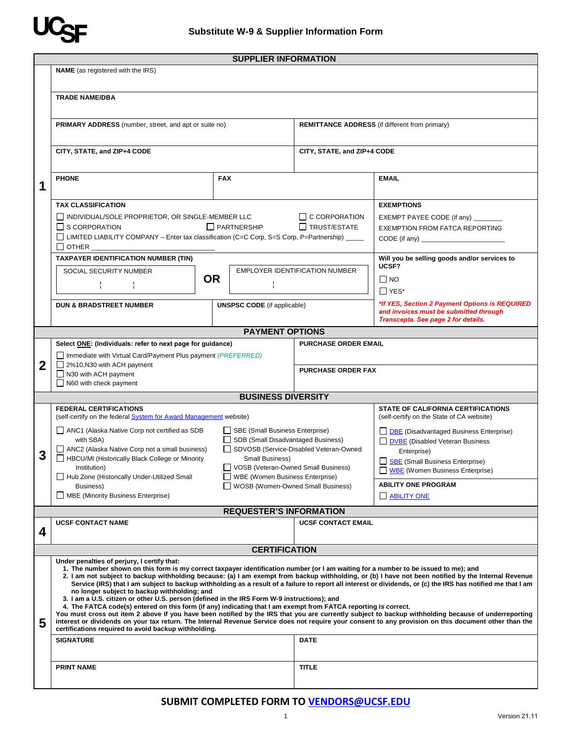UCSF

# Substitute W-9 & Supplier Information Form

## 1 SUPPLIER INFORMATION

**NAME** (as registered with the IRS)

**TRADE NAME/DBA**

| **PRIMARY ADDRESS** (number, street, and apt or suite no) | **REMITTANCE ADDRESS** (if different from primary) |
|---|---|
| **CITY, STATE, and ZIP+4 CODE** | **CITY, STATE, and ZIP+4 CODE** |

| **PHONE** | **FAX** | **EMAIL** |
|---|---|---|

**TAX CLASSIFICATION**

- ☐ INDIVIDUAL/SOLE PROPRIETOR, OR SINGLE-MEMBER LLC
- ☐ C CORPORATION
- ☐ S CORPORATION
- ☐ PARTNERSHIP
- ☐ TRUST/ESTATE
- ☐ LIMITED LIABILITY COMPANY – Enter tax classification (C=C Corp, S=S Corp, P=Partnership) _____
- ☐ OTHER ______________________________

**EXEMPTIONS**

EXEMPT PAYEE CODE (if any) ________

EXEMPTION FROM FATCA REPORTING CODE (if any) ______________________

**TAXPAYER IDENTIFICATION NUMBER (TIN)**

| SOCIAL SECURITY NUMBER | OR | EMPLOYER IDENTIFICATION NUMBER |
|---|---|---|
| ¦ ¦ | | ¦ |

**Will you be selling goods and/or services to UCSF?**

- ☐ NO
- ☐ YES*

| **DUN & BRADSTREET NUMBER** | **UNSPSC CODE** (if applicable) | ***If YES, Section 2 Payment Options is REQUIRED and invoices must be submitted through Transcepta. See page 2 for details.*** |
|---|---|---|

## 2 PAYMENT OPTIONS

**Select ONE: (Individuals: refer to next page for guidance)**

- ☐ Immediate with Virtual Card/Payment Plus payment *(PREFERRED)*
- ☐ 2%10,N30 with ACH payment
- ☐ N30 with ACH payment
- ☐ N60 with check payment

**PURCHASE ORDER EMAIL**

**PURCHASE ORDER FAX**

## 3 BUSINESS DIVERSITY

**FEDERAL CERTIFICATIONS**
(self-certify on the federal System for Award Management website)

- ☐ ANC1 (Alaska Native Corp not certified as SDB with SBA)
- ☐ ANC2 (Alaska Native Corp not a small business)
- ☐ HBCU/MI (Historically Black College or Minority Institution)
- ☐ Hub Zone (Historically Under-Utilized Small Business)
- ☐ MBE (Minority Business Enterprise)
- ☐ SBE (Small Business Enterprise)
- ☐ SDB (Small Disadvantaged Business)
- ☐ SDVOSB (Service-Disabled Veteran-Owned Small Business)
- ☐ VOSB (Veteran-Owned Small Business)
- ☐ WBE (Women Business Enterprise)
- ☐ WOSB (Women-Owned Small Business)

**STATE OF CALIFORNIA CERTIFICATIONS**
(self-certify on the State of CA website)

- ☐ DBE (Disadvantaged Business Enterprise)
- ☐ DVBE (Disabled Veteran Business Enterprise)
- ☐ SBE (Small Business Enterprise)
- ☐ WBE (Women Business Enterprise)

**ABILITY ONE PROGRAM**

- ☐ ABILITY ONE

## 4 REQUESTER'S INFORMATION

| **UCSF CONTACT NAME** | **UCSF CONTACT EMAIL** |
|---|---|

## 5 CERTIFICATION

**Under penalties of perjury, I certify that:**

1. **The number shown on this form is my correct taxpayer identification number (or I am waiting for a number to be issued to me); and**
2. **I am not subject to backup withholding because: (a) I am exempt from backup withholding, or (b) I have not been notified by the Internal Revenue Service (IRS) that I am subject to backup withholding as a result of a failure to report all interest or dividends, or (c) the IRS has notified me that I am no longer subject to backup withholding; and**
3. **I am a U.S. citizen or other U.S. person (defined in the IRS Form W-9 instructions); and**
4. **The FATCA code(s) entered on this form (if any) indicating that I am exempt from FATCA reporting is correct.**

**You must cross out item 2 above if you have been notified by the IRS that you are currently subject to backup withholding because of underreporting interest or dividends on your tax return. The Internal Revenue Service does not require your consent to any provision on this document other than the certifications required to avoid backup withholding.**

| **SIGNATURE** | **DATE** |
|---|---|
| **PRINT NAME** | **TITLE** |

**SUBMIT COMPLETED FORM TO VENDORS@UCSF.EDU**

Version 21.11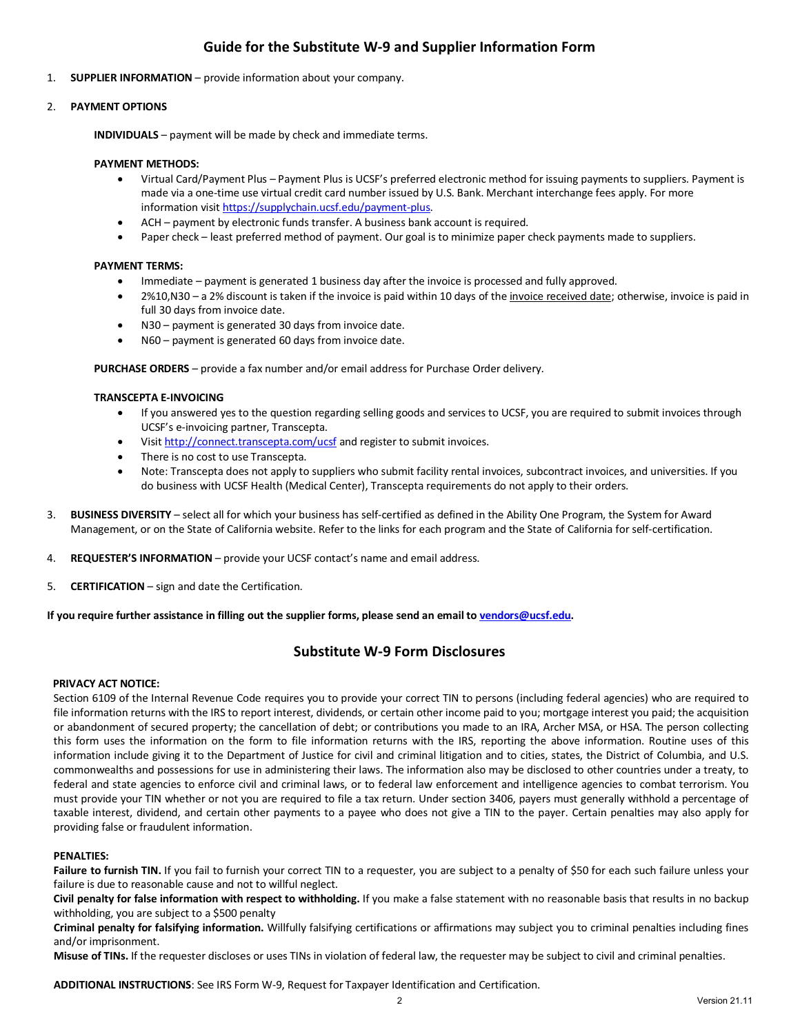# Guide for the Substitute W-9 and Supplier Information Form

1. **SUPPLIER INFORMATION** – provide information about your company.

2. **PAYMENT OPTIONS**

   **INDIVIDUALS** – payment will be made by check and immediate terms.

   **PAYMENT METHODS:**
   - Virtual Card/Payment Plus – Payment Plus is UCSF's preferred electronic method for issuing payments to suppliers. Payment is made via a one-time use virtual credit card number issued by U.S. Bank. Merchant interchange fees apply. For more information visit https://supplychain.ucsf.edu/payment-plus.
   - ACH – payment by electronic funds transfer. A business bank account is required.
   - Paper check – least preferred method of payment. Our goal is to minimize paper check payments made to suppliers.

   **PAYMENT TERMS:**
   - Immediate – payment is generated 1 business day after the invoice is processed and fully approved.
   - 2%10,N30 – a 2% discount is taken if the invoice is paid within 10 days of the invoice received date; otherwise, invoice is paid in full 30 days from invoice date.
   - N30 – payment is generated 30 days from invoice date.
   - N60 – payment is generated 60 days from invoice date.

   **PURCHASE ORDERS** – provide a fax number and/or email address for Purchase Order delivery.

   **TRANSCEPTA E-INVOICING**
   - If you answered yes to the question regarding selling goods and services to UCSF, you are required to submit invoices through UCSF's e-invoicing partner, Transcepta.
   - Visit http://connect.transcepta.com/ucsf and register to submit invoices.
   - There is no cost to use Transcepta.
   - Note: Transcepta does not apply to suppliers who submit facility rental invoices, subcontract invoices, and universities. If you do business with UCSF Health (Medical Center), Transcepta requirements do not apply to their orders.

3. **BUSINESS DIVERSITY** – select all for which your business has self-certified as defined in the Ability One Program, the System for Award Management, or on the State of California website. Refer to the links for each program and the State of California for self-certification.

4. **REQUESTER'S INFORMATION** – provide your UCSF contact's name and email address.

5. **CERTIFICATION** – sign and date the Certification.

**If you require further assistance in filling out the supplier forms, please send an email to vendors@ucsf.edu.**

## Substitute W-9 Form Disclosures

**PRIVACY ACT NOTICE:**
Section 6109 of the Internal Revenue Code requires you to provide your correct TIN to persons (including federal agencies) who are required to file information returns with the IRS to report interest, dividends, or certain other income paid to you; mortgage interest you paid; the acquisition or abandonment of secured property; the cancellation of debt; or contributions you made to an IRA, Archer MSA, or HSA. The person collecting this form uses the information on the form to file information returns with the IRS, reporting the above information. Routine uses of this information include giving it to the Department of Justice for civil and criminal litigation and to cities, states, the District of Columbia, and U.S. commonwealths and possessions for use in administering their laws. The information also may be disclosed to other countries under a treaty, to federal and state agencies to enforce civil and criminal laws, or to federal law enforcement and intelligence agencies to combat terrorism. You must provide your TIN whether or not you are required to file a tax return. Under section 3406, payers must generally withhold a percentage of taxable interest, dividend, and certain other payments to a payee who does not give a TIN to the payer. Certain penalties may also apply for providing false or fraudulent information.

**PENALTIES:**
**Failure to furnish TIN.** If you fail to furnish your correct TIN to a requester, you are subject to a penalty of $50 for each such failure unless your failure is due to reasonable cause and not to willful neglect.
**Civil penalty for false information with respect to withholding.** If you make a false statement with no reasonable basis that results in no backup withholding, you are subject to a $500 penalty
**Criminal penalty for falsifying information.** Willfully falsifying certifications or affirmations may subject you to criminal penalties including fines and/or imprisonment.
**Misuse of TINs.** If the requester discloses or uses TINs in violation of federal law, the requester may be subject to civil and criminal penalties.

**ADDITIONAL INSTRUCTIONS**: See IRS Form W-9, Request for Taxpayer Identification and Certification.

Version 21.11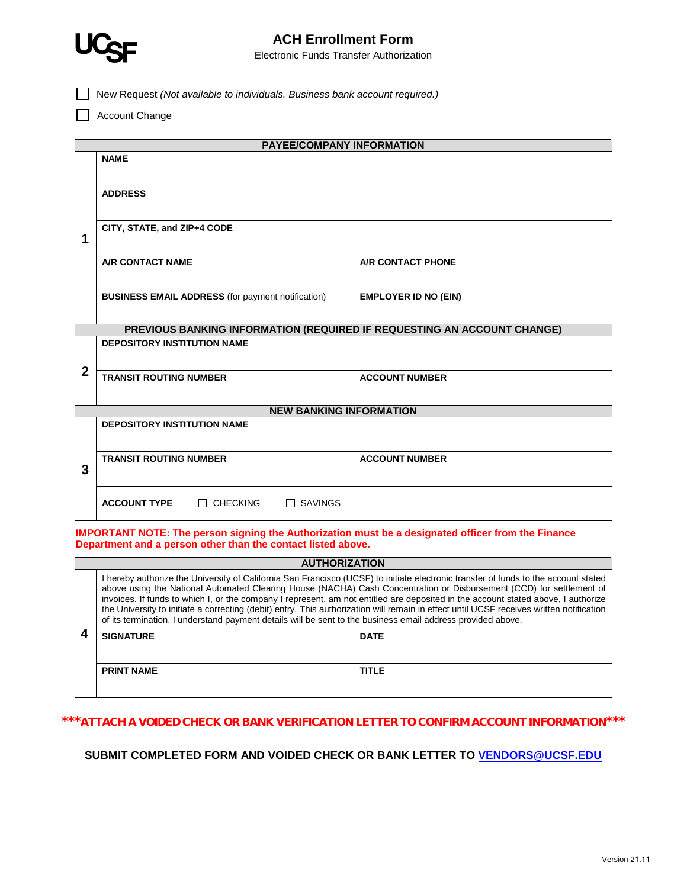UCSF

# ACH Enrollment Form

Electronic Funds Transfer Authorization

☐ New Request *(Not available to individuals. Business bank account required.)*

☐ Account Change

| PAYEE/COMPANY INFORMATION | | |
|---|---|---|
| 1 | **NAME** | |
| | **ADDRESS** | |
| | **CITY, STATE, and ZIP+4 CODE** | |
| | **A/R CONTACT NAME** | **A/R CONTACT PHONE** |
| | **BUSINESS EMAIL ADDRESS** (for payment notification) | **EMPLOYER ID NO (EIN)** |

| PREVIOUS BANKING INFORMATION (REQUIRED IF REQUESTING AN ACCOUNT CHANGE) | | |
|---|---|---|
| 2 | **DEPOSITORY INSTITUTION NAME** | |
| | **TRANSIT ROUTING NUMBER** | **ACCOUNT NUMBER** |

| NEW BANKING INFORMATION | | |
|---|---|---|
| 3 | **DEPOSITORY INSTITUTION NAME** | |
| | **TRANSIT ROUTING NUMBER** | **ACCOUNT NUMBER** |
| | **ACCOUNT TYPE** ☐ CHECKING ☐ SAVINGS | |

**IMPORTANT NOTE: The person signing the Authorization must be a designated officer from the Finance Department and a person other than the contact listed above.**

| AUTHORIZATION | | |
|---|---|---|
| 4 | I hereby authorize the University of California San Francisco (UCSF) to initiate electronic transfer of funds to the account stated above using the National Automated Clearing House (NACHA) Cash Concentration or Disbursement (CCD) for settlement of invoices. If funds to which I, or the company I represent, am not entitled are deposited in the account stated above, I authorize the University to initiate a correcting (debit) entry. This authorization will remain in effect until UCSF receives written notification of its termination. I understand payment details will be sent to the business email address provided above. | |
| | **SIGNATURE** | **DATE** |
| | **PRINT NAME** | **TITLE** |

**\*\*\*ATTACH A VOIDED CHECK OR BANK VERIFICATION LETTER TO CONFIRM ACCOUNT INFORMATION\*\*\***

**SUBMIT COMPLETED FORM AND VOIDED CHECK OR BANK LETTER TO [VENDORS@UCSF.EDU](mailto:VENDORS@UCSF.EDU)**

Version 21.11